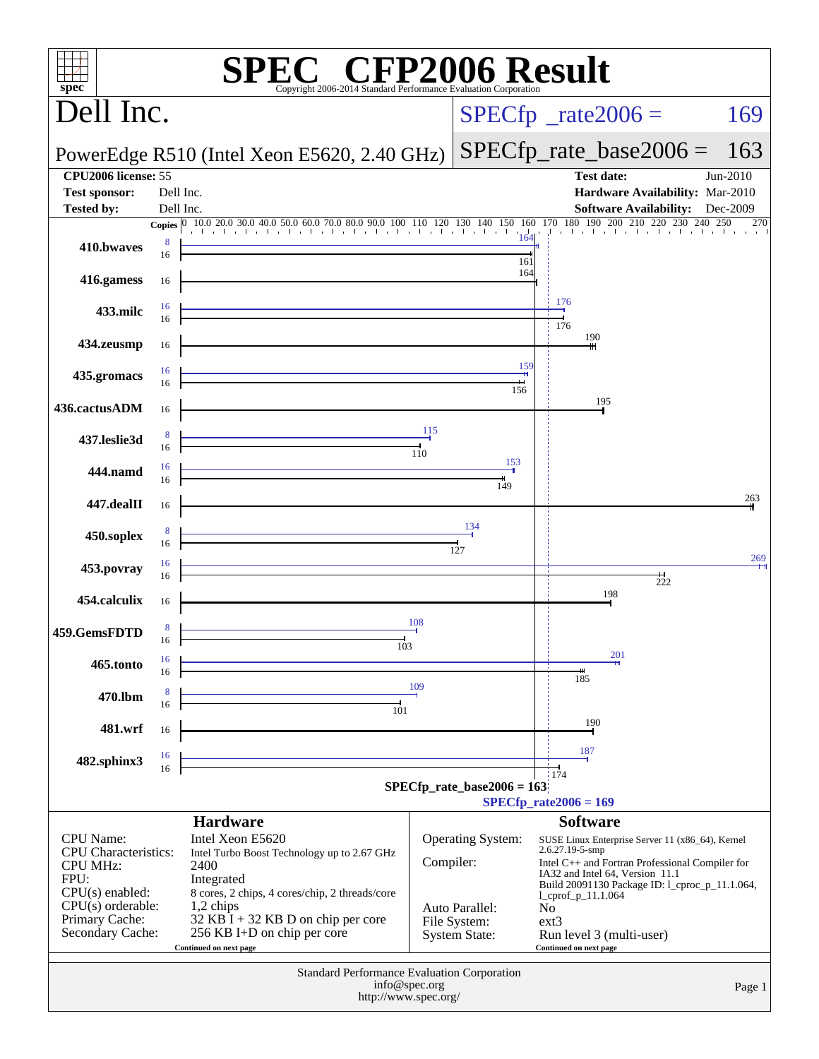# SPEC CFP2006 Result

Copyright 2006-2014 Standard Performance Evaluation Corporation

## Dell Inc.

**PowerEdge R510 (Intel Xeon E5620, 2.40 GHz)**

SPECfp_rate2006 = 169

SPECfp_rate_base2006 = 163

| | | | |
|---|---|---|---|
| **CPU2006 license:** 55 | | **Test date:** | Jun-2010 |
| **Test sponsor:** | Dell Inc. | **Hardware Availability:** | Mar-2010 |
| **Tested by:** | Dell Inc. | **Software Availability:** | Dec-2009 |

| Benchmark | Copies (peak) | Peak | Copies (base) | Base |
|---|---|---|---|---|
| 410.bwaves | 8 | 164 | 16 | 161 |
| 416.gamess | | | 16 | 164 |
| 433.milc | 16 | 176 | 16 | 176 |
| 434.zeusmp | | | 16 | 190 |
| 435.gromacs | 16 | 159 | 16 | 156 |
| 436.cactusADM | | | 16 | 195 |
| 437.leslie3d | 8 | 115 | 16 | 110 |
| 444.namd | 16 | 153 | 16 | 149 |
| 447.dealII | | | 16 | 263 |
| 450.soplex | 8 | 134 | 16 | 127 |
| 453.povray | 16 | 269 | 16 | 222 |
| 454.calculix | | | 16 | 198 |
| 459.GemsFDTD | 8 | 108 | 16 | 103 |
| 465.tonto | 16 | 201 | 16 | 185 |
| 470.lbm | 8 | 109 | 16 | 101 |
| 481.wrf | | | 16 | 190 |
| 482.sphinx3 | 16 | 187 | 16 | 174 |

SPECfp_rate_base2006 = 163

SPECfp_rate2006 = 169

### Hardware

| | |
|---|---|
| CPU Name: | Intel Xeon E5620 |
| CPU Characteristics: | Intel Turbo Boost Technology up to 2.67 GHz |
| CPU MHz: | 2400 |
| FPU: | Integrated |
| CPU(s) enabled: | 8 cores, 2 chips, 4 cores/chip, 2 threads/core |
| CPU(s) orderable: | 1,2 chips |
| Primary Cache: | 32 KB I + 32 KB D on chip per core |
| Secondary Cache: | 256 KB I+D on chip per core |

Continued on next page

### Software

| | |
|---|---|
| Operating System: | SUSE Linux Enterprise Server 11 (x86_64), Kernel 2.6.27.19-5-smp |
| Compiler: | Intel C++ and Fortran Professional Compiler for IA32 and Intel 64, Version 11.1 Build 20091130 Package ID: l_cproc_p_11.1.064, l_cprof_p_11.1.064 |
| Auto Parallel: | No |
| File System: | ext3 |
| System State: | Run level 3 (multi-user) |

Continued on next page

Standard Performance Evaluation Corporation
info@spec.org
http://www.spec.org/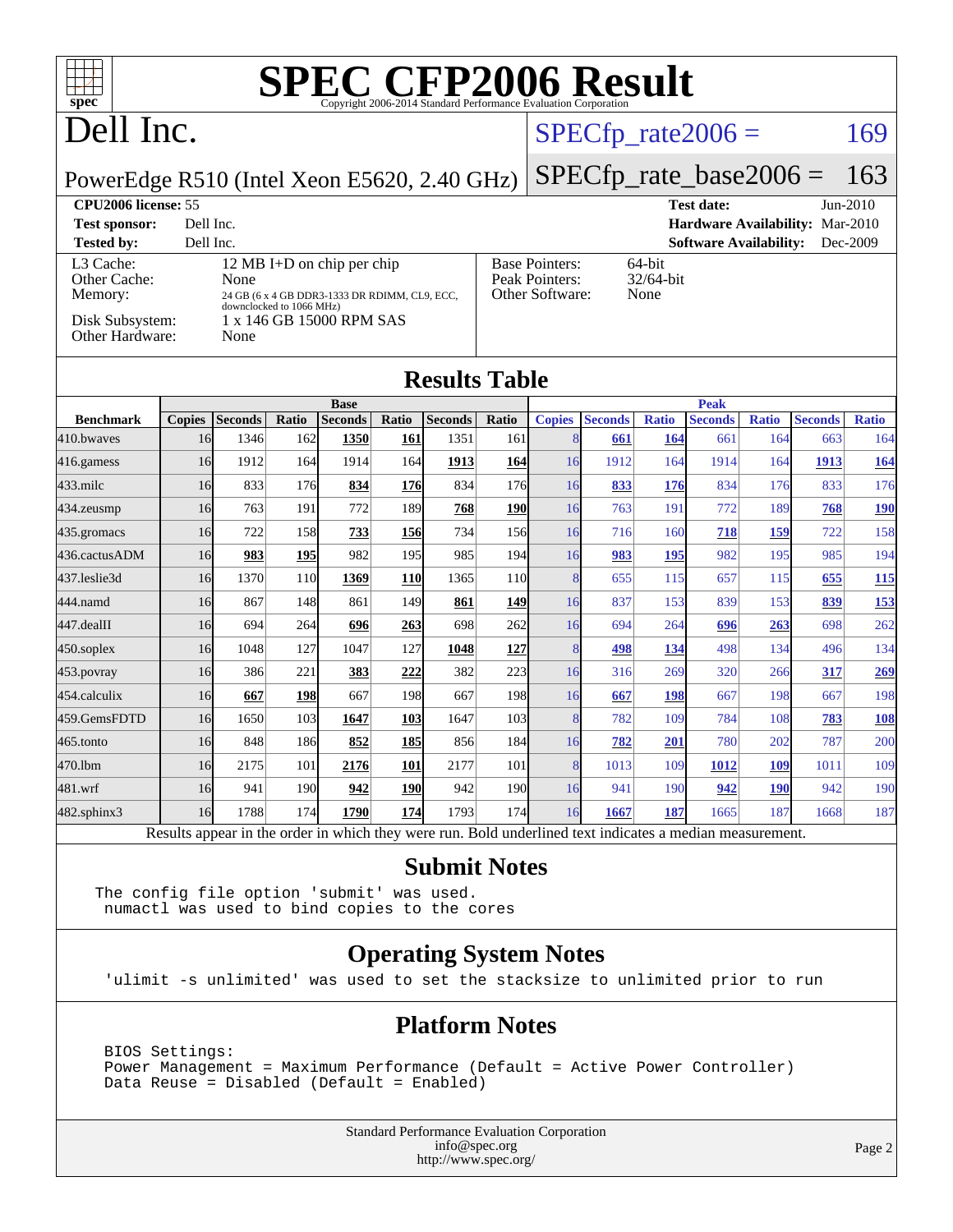# SPEC CFP2006 Result

Copyright 2006-2014 Standard Performance Evaluation Corporation

## Dell Inc.

PowerEdge R510 (Intel Xeon E5620, 2.40 GHz)

SPECfp_rate2006 = 169

SPECfp_rate_base2006 = 163

**CPU2006 license:** 55

**Test sponsor:** Dell Inc.

**Tested by:** Dell Inc.

**Test date:** Jun-2010

**Hardware Availability:** Mar-2010

**Software Availability:** Dec-2009

| | |
|---|---|
| L3 Cache: | 12 MB I+D on chip per chip |
| Other Cache: | None |
| Memory: | 24 GB (6 x 4 GB DDR3-1333 DR RDIMM, CL9, ECC, downclocked to 1066 MHz) |
| Disk Subsystem: | 1 x 146 GB 15000 RPM SAS |
| Other Hardware: | None |

| | |
|---|---|
| Base Pointers: | 64-bit |
| Peak Pointers: | 32/64-bit |
| Other Software: | None |

## Results Table

| | Base | | | | | | | Peak | | | | | | |
|---|---|---|---|---|---|---|---|---|---|---|---|---|---|---|
| **Benchmark** | **Copies** | **Seconds** | **Ratio** | **Seconds** | **Ratio** | **Seconds** | **Ratio** | **Copies** | **Seconds** | **Ratio** | **Seconds** | **Ratio** | **Seconds** | **Ratio** |
| 410.bwaves | 16 | 1346 | 162 | **1350** | **161** | 1351 | 161 | 8 | **661** | **164** | 661 | 164 | 663 | 164 |
| 416.gamess | 16 | 1912 | 164 | 1914 | 164 | **1913** | **164** | 16 | 1912 | 164 | 1914 | 164 | **1913** | **164** |
| 433.milc | 16 | 833 | 176 | **834** | **176** | 834 | 176 | 16 | **833** | **176** | 834 | 176 | 833 | 176 |
| 434.zeusmp | 16 | 763 | 191 | 772 | 189 | **768** | **190** | 16 | 763 | 191 | 772 | 189 | **768** | **190** |
| 435.gromacs | 16 | 722 | 158 | **733** | **156** | 734 | 156 | 16 | 716 | 160 | **718** | **159** | 722 | 158 |
| 436.cactusADM | 16 | **983** | **195** | 982 | 195 | 985 | 194 | 16 | **983** | **195** | 982 | 195 | 985 | 194 |
| 437.leslie3d | 16 | 1370 | 110 | **1369** | **110** | 1365 | 110 | 8 | 655 | 115 | 657 | 115 | **655** | **115** |
| 444.namd | 16 | 867 | 148 | 861 | 149 | **861** | **149** | 16 | 837 | 153 | 839 | 153 | **839** | **153** |
| 447.dealII | 16 | 694 | 264 | **696** | **263** | 698 | 262 | 16 | 694 | 264 | **696** | **263** | 698 | 262 |
| 450.soplex | 16 | 1048 | 127 | 1047 | 127 | **1048** | **127** | 8 | **498** | **134** | 498 | 134 | 496 | 134 |
| 453.povray | 16 | 386 | 221 | **383** | **222** | 382 | 223 | 16 | 316 | 269 | 320 | 266 | **317** | **269** |
| 454.calculix | 16 | **667** | **198** | 667 | 198 | 667 | 198 | 16 | **667** | **198** | 667 | 198 | 667 | 198 |
| 459.GemsFDTD | 16 | 1650 | 103 | **1647** | **103** | 1647 | 103 | 8 | 782 | 109 | 784 | 108 | **783** | **108** |
| 465.tonto | 16 | 848 | 186 | **852** | **185** | 856 | 184 | 16 | **782** | **201** | 780 | 202 | 787 | 200 |
| 470.lbm | 16 | 2175 | 101 | **2176** | **101** | 2177 | 101 | 8 | 1013 | 109 | **1012** | **109** | 1011 | 109 |
| 481.wrf | 16 | 941 | 190 | **942** | **190** | 942 | 190 | 16 | 941 | 190 | **942** | **190** | 942 | 190 |
| 482.sphinx3 | 16 | 1788 | 174 | **1790** | **174** | 1793 | 174 | 16 | **1667** | **187** | 1665 | 187 | 1668 | 187 |

Results appear in the order in which they were run. Bold underlined text indicates a median measurement.

## Submit Notes

```
The config file option 'submit' was used.
 numactl was used to bind copies to the cores
```

## Operating System Notes

```
'ulimit -s unlimited' was used to set the stacksize to unlimited prior to run
```

## Platform Notes

```
BIOS Settings:
Power Management = Maximum Performance (Default = Active Power Controller)
Data Reuse = Disabled (Default = Enabled)
```

Standard Performance Evaluation Corporation
info@spec.org
http://www.spec.org/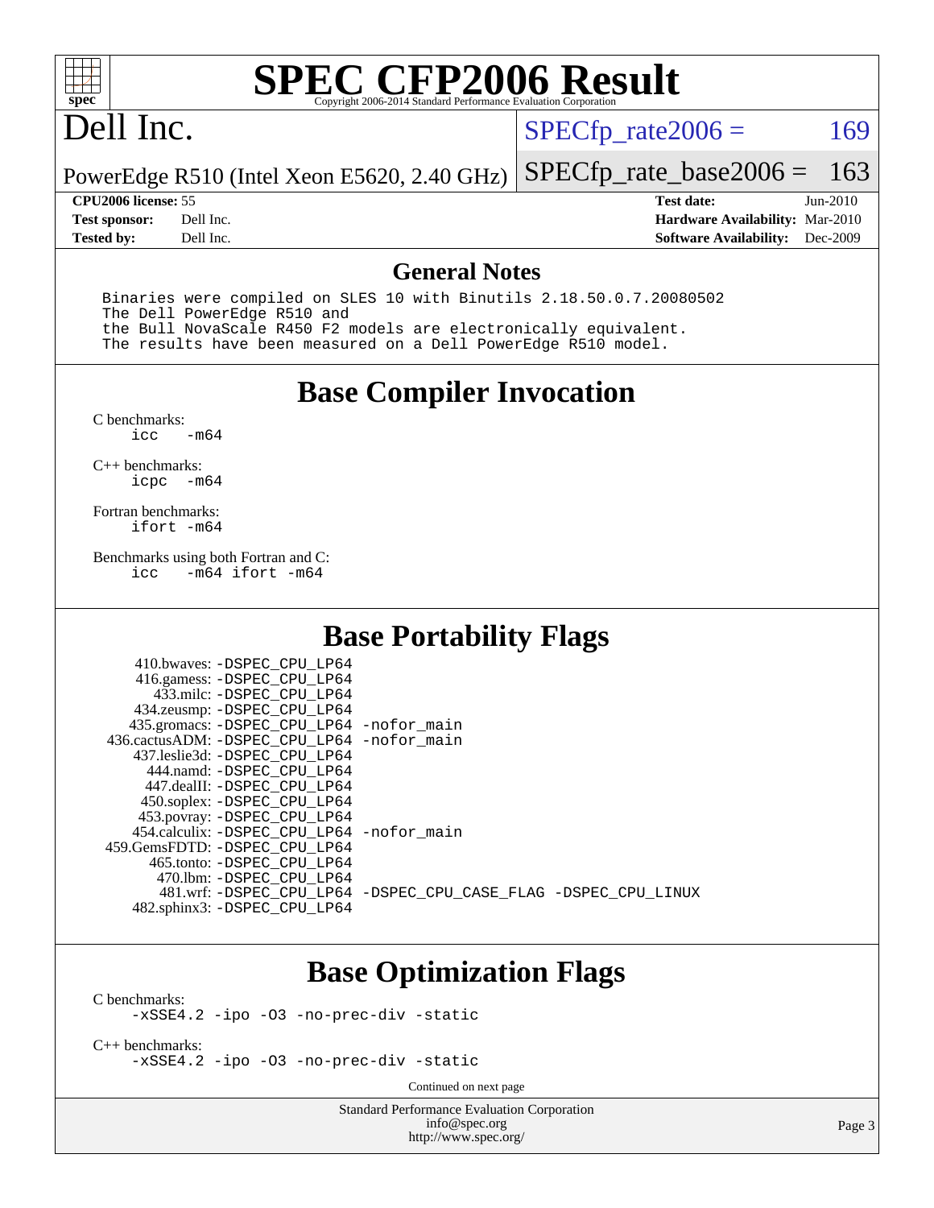# SPEC CFP2006 Result

Copyright 2006-2014 Standard Performance Evaluation Corporation

## Dell Inc.

PowerEdge R510 (Intel Xeon E5620, 2.40 GHz)

SPECfp_rate2006 = 169

SPECfp_rate_base2006 = 163

| | | | |
|---|---|---|---|
| **CPU2006 license:** | 55 | **Test date:** | Jun-2010 |
| **Test sponsor:** | Dell Inc. | **Hardware Availability:** | Mar-2010 |
| **Tested by:** | Dell Inc. | **Software Availability:** | Dec-2009 |

## General Notes

```
Binaries were compiled on SLES 10 with Binutils 2.18.50.0.7.20080502
The Dell PowerEdge R510 and
the Bull NovaScale R450 F2 models are electronically equivalent.
The results have been measured on a Dell PowerEdge R510 model.
```

## Base Compiler Invocation

C benchmarks:
```
icc   -m64
```

C++ benchmarks:
```
icpc  -m64
```

Fortran benchmarks:
```
ifort -m64
```

Benchmarks using both Fortran and C:
```
icc   -m64 ifort -m64
```

## Base Portability Flags

```
   410.bwaves: -DSPEC_CPU_LP64
   416.gamess: -DSPEC_CPU_LP64
    433.milc: -DSPEC_CPU_LP64
  434.zeusmp: -DSPEC_CPU_LP64
 435.gromacs: -DSPEC_CPU_LP64 -nofor_main
436.cactusADM: -DSPEC_CPU_LP64 -nofor_main
 437.leslie3d: -DSPEC_CPU_LP64
    444.namd: -DSPEC_CPU_LP64
   447.dealII: -DSPEC_CPU_LP64
   450.soplex: -DSPEC_CPU_LP64
   453.povray: -DSPEC_CPU_LP64
  454.calculix: -DSPEC_CPU_LP64 -nofor_main
459.GemsFDTD: -DSPEC_CPU_LP64
   465.tonto: -DSPEC_CPU_LP64
     470.lbm: -DSPEC_CPU_LP64
     481.wrf: -DSPEC_CPU_LP64 -DSPEC_CPU_CASE_FLAG -DSPEC_CPU_LINUX
  482.sphinx3: -DSPEC_CPU_LP64
```

## Base Optimization Flags

C benchmarks:
```
-xSSE4.2 -ipo -O3 -no-prec-div -static
```

C++ benchmarks:
```
-xSSE4.2 -ipo -O3 -no-prec-div -static
```

Continued on next page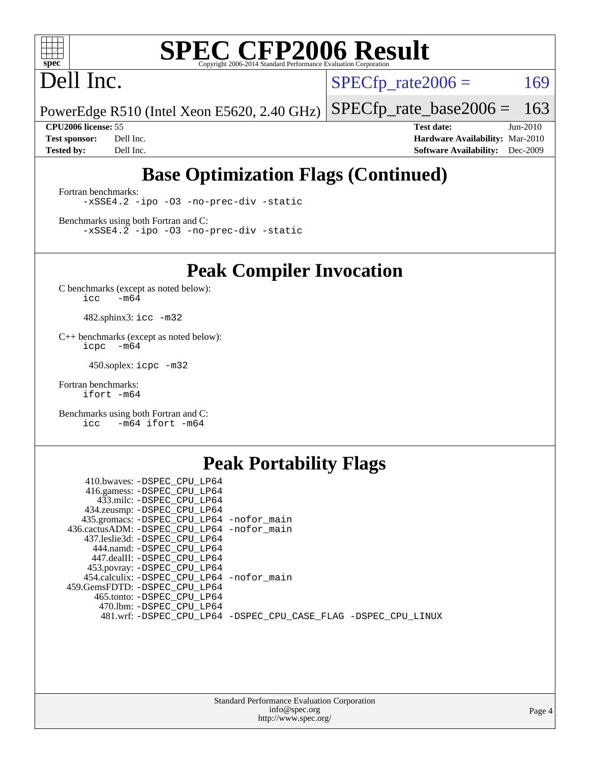# SPEC CFP2006 Result

Copyright 2006-2014 Standard Performance Evaluation Corporation

Dell Inc.

PowerEdge R510 (Intel Xeon E5620, 2.40 GHz)

SPECfp_rate2006 = 169

SPECfp_rate_base2006 = 163

**CPU2006 license:** 55
**Test sponsor:** Dell Inc.
**Tested by:** Dell Inc.

**Test date:** Jun-2010
**Hardware Availability:** Mar-2010
**Software Availability:** Dec-2009

## Base Optimization Flags (Continued)

Fortran benchmarks:

```
-xSSE4.2 -ipo -O3 -no-prec-div -static
```

Benchmarks using both Fortran and C:

```
-xSSE4.2 -ipo -O3 -no-prec-div -static
```

## Peak Compiler Invocation

C benchmarks (except as noted below):

```
icc  -m64
```

482.sphinx3: `icc -m32`

C++ benchmarks (except as noted below):

```
icpc  -m64
```

450.soplex: `icpc -m32`

Fortran benchmarks:

```
ifort -m64
```

Benchmarks using both Fortran and C:

```
icc  -m64 ifort -m64
```

## Peak Portability Flags

410.bwaves: -DSPEC_CPU_LP64
416.gamess: -DSPEC_CPU_LP64
433.milc: -DSPEC_CPU_LP64
434.zeusmp: -DSPEC_CPU_LP64
435.gromacs: -DSPEC_CPU_LP64 -nofor_main
436.cactusADM: -DSPEC_CPU_LP64 -nofor_main
437.leslie3d: -DSPEC_CPU_LP64
444.namd: -DSPEC_CPU_LP64
447.dealII: -DSPEC_CPU_LP64
453.povray: -DSPEC_CPU_LP64
454.calculix: -DSPEC_CPU_LP64 -nofor_main
459.GemsFDTD: -DSPEC_CPU_LP64
465.tonto: -DSPEC_CPU_LP64
470.lbm: -DSPEC_CPU_LP64
481.wrf: -DSPEC_CPU_LP64 -DSPEC_CPU_CASE_FLAG -DSPEC_CPU_LINUX

Standard Performance Evaluation Corporation
info@spec.org
http://www.spec.org/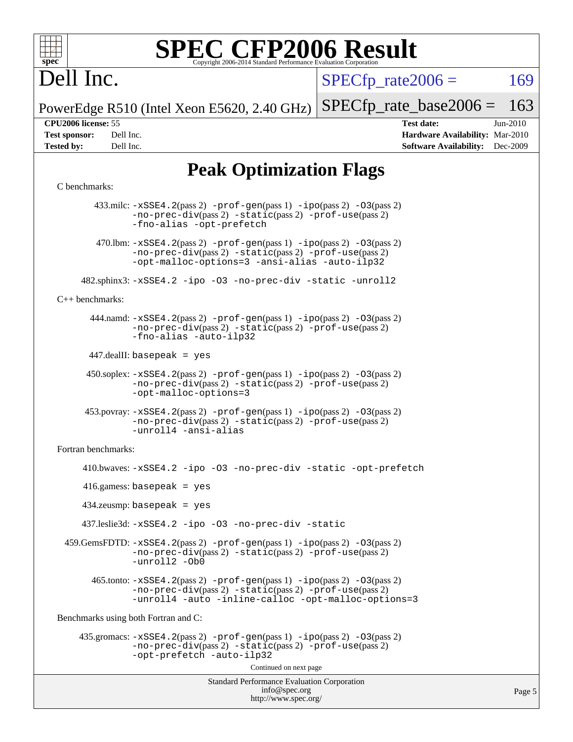# SPEC CFP2006 Result

Copyright 2006-2014 Standard Performance Evaluation Corporation

**Dell Inc.**

PowerEdge R510 (Intel Xeon E5620, 2.40 GHz)

SPECfp_rate2006 = 169

SPECfp_rate_base2006 = 163

| | | | |
|---|---|---|---|
| **CPU2006 license:** | 55 | **Test date:** | Jun-2010 |
| **Test sponsor:** | Dell Inc. | **Hardware Availability:** | Mar-2010 |
| **Tested by:** | Dell Inc. | **Software Availability:** | Dec-2009 |

## Peak Optimization Flags

C benchmarks:

433.milc: -xSSE4.2(pass 2) -prof-gen(pass 1) -ipo(pass 2) -O3(pass 2) -no-prec-div(pass 2) -static(pass 2) -prof-use(pass 2) -fno-alias -opt-prefetch

470.lbm: -xSSE4.2(pass 2) -prof-gen(pass 1) -ipo(pass 2) -O3(pass 2) -no-prec-div(pass 2) -static(pass 2) -prof-use(pass 2) -opt-malloc-options=3 -ansi-alias -auto-ilp32

482.sphinx3: -xSSE4.2 -ipo -O3 -no-prec-div -static -unroll2

C++ benchmarks:

444.namd: -xSSE4.2(pass 2) -prof-gen(pass 1) -ipo(pass 2) -O3(pass 2) -no-prec-div(pass 2) -static(pass 2) -prof-use(pass 2) -fno-alias -auto-ilp32

447.dealII: basepeak = yes

450.soplex: -xSSE4.2(pass 2) -prof-gen(pass 1) -ipo(pass 2) -O3(pass 2) -no-prec-div(pass 2) -static(pass 2) -prof-use(pass 2) -opt-malloc-options=3

453.povray: -xSSE4.2(pass 2) -prof-gen(pass 1) -ipo(pass 2) -O3(pass 2) -no-prec-div(pass 2) -static(pass 2) -prof-use(pass 2) -unroll4 -ansi-alias

Fortran benchmarks:

410.bwaves: -xSSE4.2 -ipo -O3 -no-prec-div -static -opt-prefetch

416.gamess: basepeak = yes

434.zeusmp: basepeak = yes

437.leslie3d: -xSSE4.2 -ipo -O3 -no-prec-div -static

459.GemsFDTD: -xSSE4.2(pass 2) -prof-gen(pass 1) -ipo(pass 2) -O3(pass 2) -no-prec-div(pass 2) -static(pass 2) -prof-use(pass 2) -unroll2 -Ob0

465.tonto: -xSSE4.2(pass 2) -prof-gen(pass 1) -ipo(pass 2) -O3(pass 2) -no-prec-div(pass 2) -static(pass 2) -prof-use(pass 2) -unroll4 -auto -inline-calloc -opt-malloc-options=3

Benchmarks using both Fortran and C:

435.gromacs: -xSSE4.2(pass 2) -prof-gen(pass 1) -ipo(pass 2) -O3(pass 2) -no-prec-div(pass 2) -static(pass 2) -prof-use(pass 2) -opt-prefetch -auto-ilp32

Continued on next page

Standard Performance Evaluation Corporation
info@spec.org
http://www.spec.org/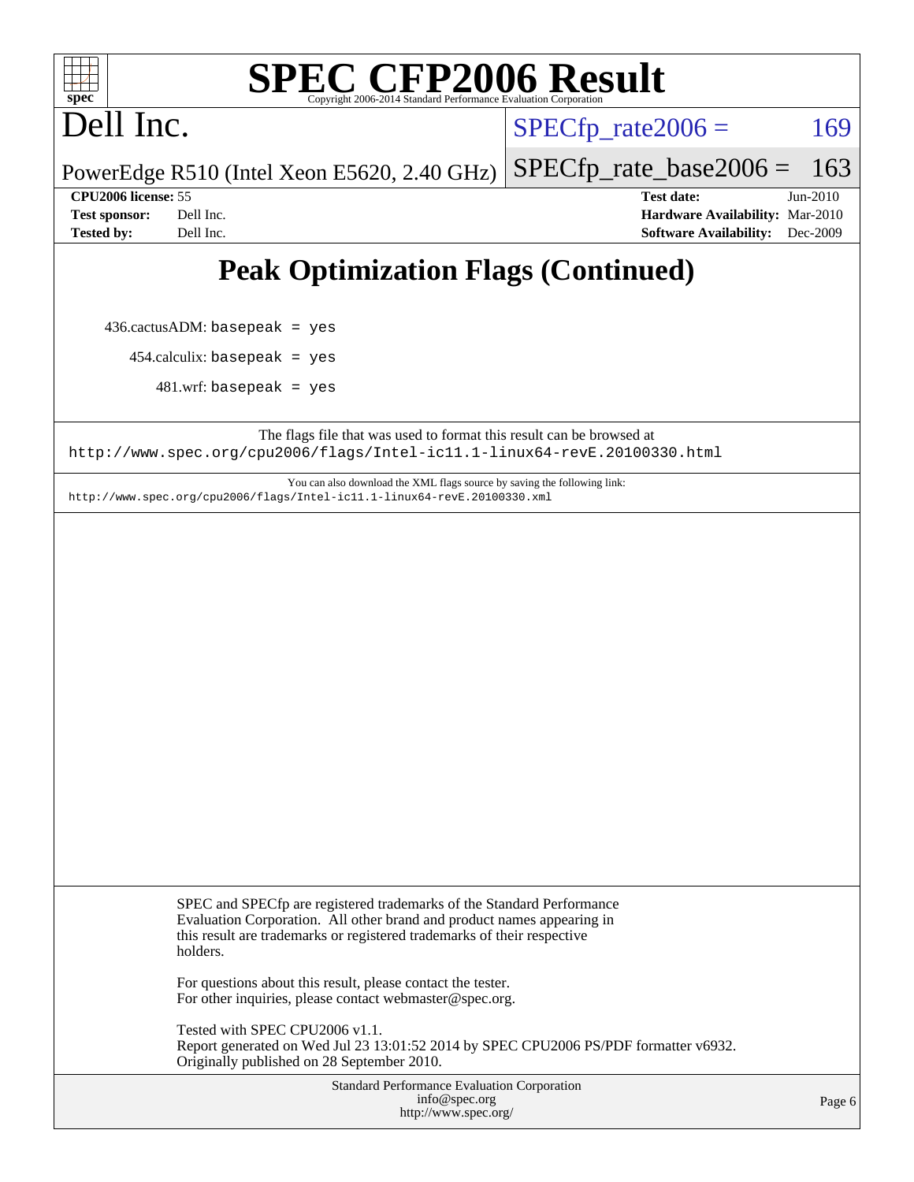# Peak Optimization Flags (Continued)

436.cactusADM: basepeak = yes

454.calculix: basepeak = yes

481.wrf: basepeak = yes

The flags file that was used to format this result can be browsed at
http://www.spec.org/cpu2006/flags/Intel-ic11.1-linux64-revE.20100330.html

You can also download the XML flags source by saving the following link:
http://www.spec.org/cpu2006/flags/Intel-ic11.1-linux64-revE.20100330.xml

SPEC and SPECfp are registered trademarks of the Standard Performance Evaluation Corporation. All other brand and product names appearing in this result are trademarks or registered trademarks of their respective holders.

For questions about this result, please contact the tester.
For other inquiries, please contact webmaster@spec.org.

Tested with SPEC CPU2006 v1.1.
Report generated on Wed Jul 23 13:01:52 2014 by SPEC CPU2006 PS/PDF formatter v6932.
Originally published on 28 September 2010.